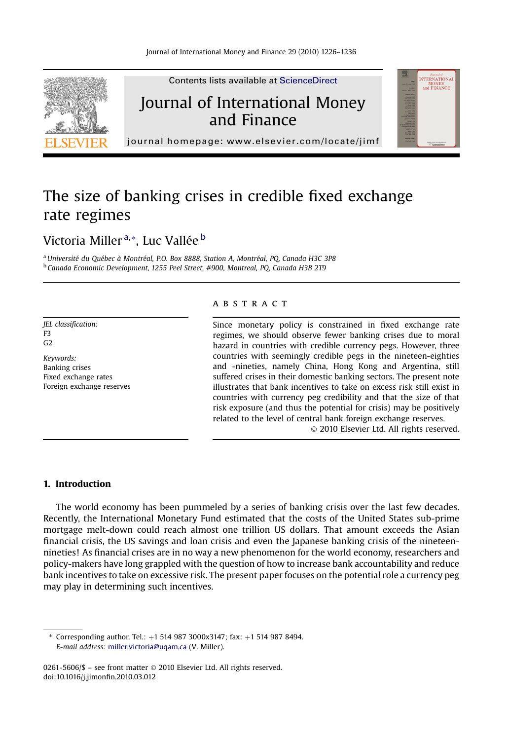# The size of banking crises in credible fixed exchange rate regimes

Victoria Miller [a,*], Luc Vallée [b]

[a] Université du Québec à Montréal, P.O. Box 8888, Station A, Montréal, PQ, Canada H3C 3P8
[b] Canada Economic Development, 1255 Peel Street, #900, Montreal, PQ, Canada H3B 2T9

*JEL classification:*
F3
G2

*Keywords:*
Banking crises
Fixed exchange rates
Foreign exchange reserves

## ABSTRACT

Since monetary policy is constrained in fixed exchange rate regimes, we should observe fewer banking crises due to moral hazard in countries with credible currency pegs. However, three countries with seemingly credible pegs in the nineteen-eighties and -nineties, namely China, Hong Kong and Argentina, still suffered crises in their domestic banking sectors. The present note illustrates that bank incentives to take on excess risk still exist in countries with currency peg credibility and that the size of that risk exposure (and thus the potential for crisis) may be positively related to the level of central bank foreign exchange reserves.

© 2010 Elsevier Ltd. All rights reserved.

## 1. Introduction

The world economy has been pummeled by a series of banking crisis over the last few decades. Recently, the International Monetary Fund estimated that the costs of the United States sub-prime mortgage melt-down could reach almost one trillion US dollars. That amount exceeds the Asian financial crisis, the US savings and loan crisis and even the Japanese banking crisis of the nineteen-nineties! As financial crises are in no way a new phenomenon for the world economy, researchers and policy-makers have long grappled with the question of how to increase bank accountability and reduce bank incentives to take on excessive risk. The present paper focuses on the potential role a currency peg may play in determining such incentives.

\* Corresponding author. Tel.: +1 514 987 3000x3147; fax: +1 514 987 8494.
*E-mail address:* miller.victoria@uqam.ca (V. Miller).

0261-5606/$ – see front matter © 2010 Elsevier Ltd. All rights reserved.
doi:10.1016/j.jimonfin.2010.03.012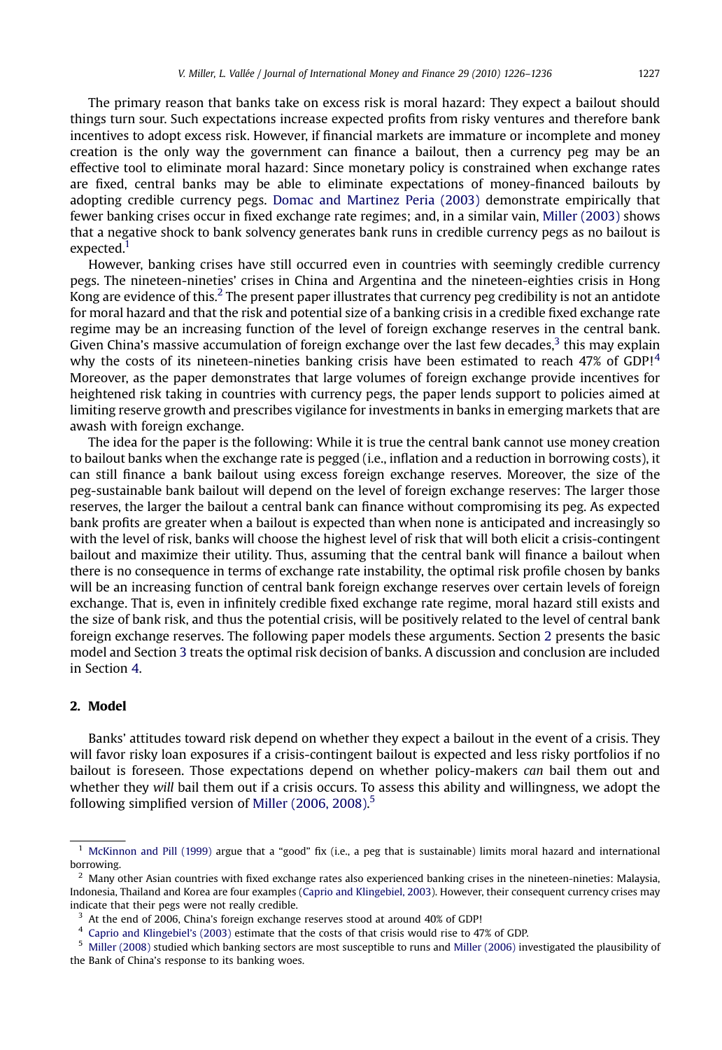The primary reason that banks take on excess risk is moral hazard: They expect a bailout should things turn sour. Such expectations increase expected profits from risky ventures and therefore bank incentives to adopt excess risk. However, if financial markets are immature or incomplete and money creation is the only way the government can finance a bailout, then a currency peg may be an effective tool to eliminate moral hazard: Since monetary policy is constrained when exchange rates are fixed, central banks may be able to eliminate expectations of money-financed bailouts by adopting credible currency pegs. Domac and Martinez Peria (2003) demonstrate empirically that fewer banking crises occur in fixed exchange rate regimes; and, in a similar vain, Miller (2003) shows that a negative shock to bank solvency generates bank runs in credible currency pegs as no bailout is expected.[1]

However, banking crises have still occurred even in countries with seemingly credible currency pegs. The nineteen-nineties' crises in China and Argentina and the nineteen-eighties crisis in Hong Kong are evidence of this.[2] The present paper illustrates that currency peg credibility is not an antidote for moral hazard and that the risk and potential size of a banking crisis in a credible fixed exchange rate regime may be an increasing function of the level of foreign exchange reserves in the central bank. Given China's massive accumulation of foreign exchange over the last few decades,[3] this may explain why the costs of its nineteen-nineties banking crisis have been estimated to reach 47% of GDP![4] Moreover, as the paper demonstrates that large volumes of foreign exchange provide incentives for heightened risk taking in countries with currency pegs, the paper lends support to policies aimed at limiting reserve growth and prescribes vigilance for investments in banks in emerging markets that are awash with foreign exchange.

The idea for the paper is the following: While it is true the central bank cannot use money creation to bailout banks when the exchange rate is pegged (i.e., inflation and a reduction in borrowing costs), it can still finance a bank bailout using excess foreign exchange reserves. Moreover, the size of the peg-sustainable bank bailout will depend on the level of foreign exchange reserves: The larger those reserves, the larger the bailout a central bank can finance without compromising its peg. As expected bank profits are greater when a bailout is expected than when none is anticipated and increasingly so with the level of risk, banks will choose the highest level of risk that will both elicit a crisis-contingent bailout and maximize their utility. Thus, assuming that the central bank will finance a bailout when there is no consequence in terms of exchange rate instability, the optimal risk profile chosen by banks will be an increasing function of central bank foreign exchange reserves over certain levels of foreign exchange. That is, even in infinitely credible fixed exchange rate regime, moral hazard still exists and the size of bank risk, and thus the potential crisis, will be positively related to the level of central bank foreign exchange reserves. The following paper models these arguments. Section 2 presents the basic model and Section 3 treats the optimal risk decision of banks. A discussion and conclusion are included in Section 4.

## 2. Model

Banks' attitudes toward risk depend on whether they expect a bailout in the event of a crisis. They will favor risky loan exposures if a crisis-contingent bailout is expected and less risky portfolios if no bailout is foreseen. Those expectations depend on whether policy-makers *can* bail them out and whether they *will* bail them out if a crisis occurs. To assess this ability and willingness, we adopt the following simplified version of Miller (2006, 2008).[5]

---

[1] McKinnon and Pill (1999) argue that a "good" fix (i.e., a peg that is sustainable) limits moral hazard and international borrowing.

[2] Many other Asian countries with fixed exchange rates also experienced banking crises in the nineteen-nineties: Malaysia, Indonesia, Thailand and Korea are four examples (Caprio and Klingebiel, 2003). However, their consequent currency crises may indicate that their pegs were not really credible.

[3] At the end of 2006, China's foreign exchange reserves stood at around 40% of GDP!

[4] Caprio and Klingebiel's (2003) estimate that the costs of that crisis would rise to 47% of GDP.

[5] Miller (2008) studied which banking sectors are most susceptible to runs and Miller (2006) investigated the plausibility of the Bank of China's response to its banking woes.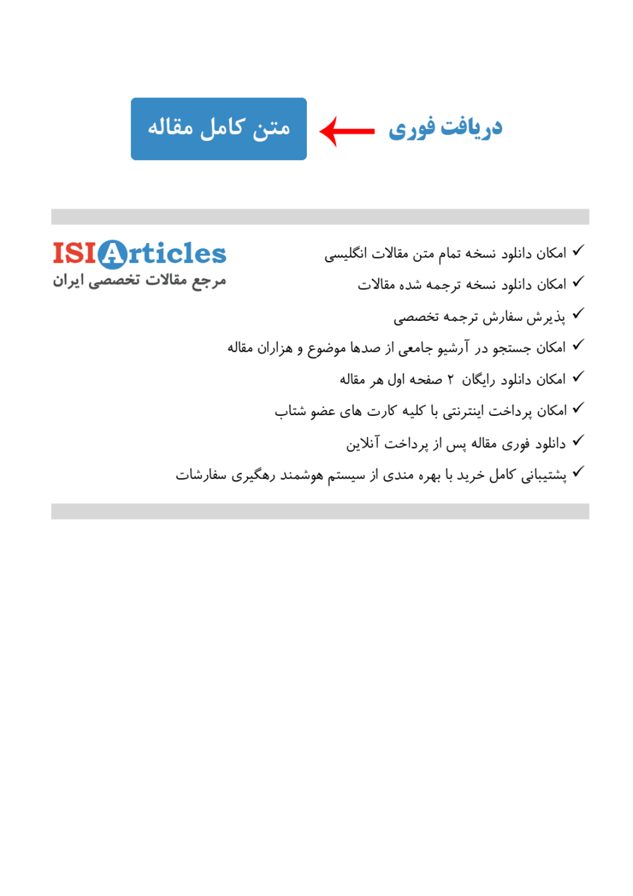دریافت فوری ← متن کامل مقاله

**ISIArticles**
مرجع مقالات تخصصی ایران

- ✓ امکان دانلود نسخه تمام متن مقالات انگلیسی
- ✓ امکان دانلود نسخه ترجمه شده مقالات
- ✓ پذیرش سفارش ترجمه تخصصی
- ✓ امکان جستجو در آرشیو جامعی از صدها موضوع و هزاران مقاله
- ✓ امکان دانلود رایگان ۲ صفحه اول هر مقاله
- ✓ امکان پرداخت اینترنتی با کلیه کارت های عضو شتاب
- ✓ دانلود فوری مقاله پس از پرداخت آنلاین
- ✓ پشتیبانی کامل خرید با بهره مندی از سیستم هوشمند رهگیری سفارشات